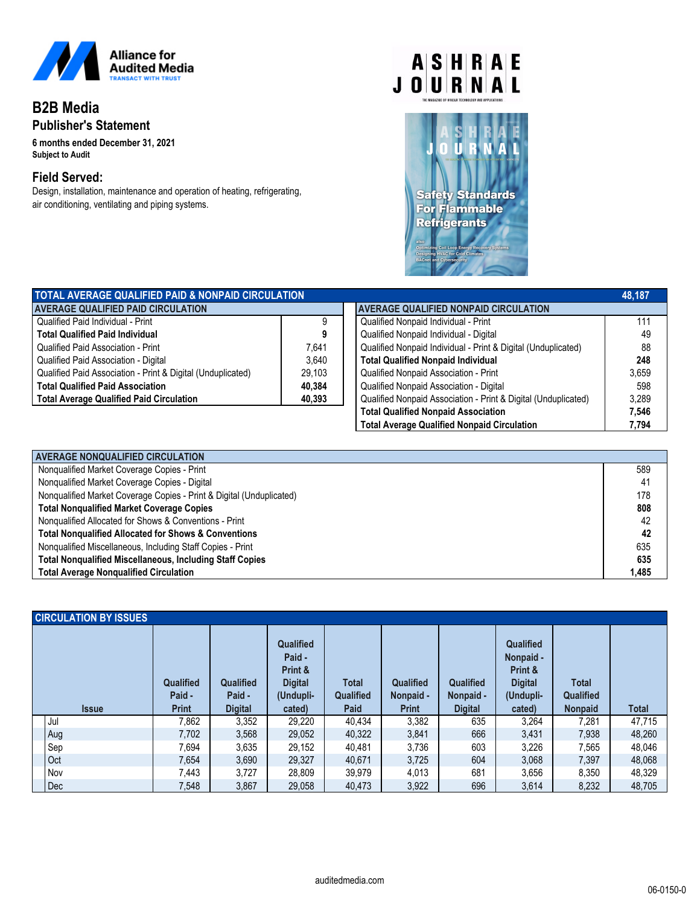Alliance for Audited Media
TRANSACT WITH TRUST

# B2B Media

## Publisher's Statement

**6 months ended December 31, 2021**
**Subject to Audit**

## Field Served:

Design, installation, maintenance and operation of heating, refrigerating, air conditioning, ventilating and piping systems.

ASHRAE JOURNAL
THE MAGAZINE OF HVAC&R TECHNOLOGY AND APPLICATIONS

| TOTAL AVERAGE QUALIFIED PAID & NONPAID CIRCULATION | 48,187 |
|---|---|

| AVERAGE QUALIFIED PAID CIRCULATION | |
|---|---|
| Qualified Paid Individual - Print | 9 |
| **Total Qualified Paid Individual** | **9** |
| Qualified Paid Association - Print | 7,641 |
| Qualified Paid Association - Digital | 3,640 |
| Qualified Paid Association - Print & Digital (Unduplicated) | 29,103 |
| **Total Qualified Paid Association** | **40,384** |
| **Total Average Qualified Paid Circulation** | **40,393** |

| AVERAGE QUALIFIED NONPAID CIRCULATION | |
|---|---|
| Qualified Nonpaid Individual - Print | 111 |
| Qualified Nonpaid Individual - Digital | 49 |
| Qualified Nonpaid Individual - Print & Digital (Unduplicated) | 88 |
| **Total Qualified Nonpaid Individual** | **248** |
| Qualified Nonpaid Association - Print | 3,659 |
| Qualified Nonpaid Association - Digital | 598 |
| Qualified Nonpaid Association - Print & Digital (Unduplicated) | 3,289 |
| **Total Qualified Nonpaid Association** | **7,546** |
| **Total Average Qualified Nonpaid Circulation** | **7,794** |

| AVERAGE NONQUALIFIED CIRCULATION | |
|---|---|
| Nonqualified Market Coverage Copies - Print | 589 |
| Nonqualified Market Coverage Copies - Digital | 41 |
| Nonqualified Market Coverage Copies - Print & Digital (Unduplicated) | 178 |
| **Total Nonqualified Market Coverage Copies** | **808** |
| Nonqualified Allocated for Shows & Conventions - Print | 42 |
| **Total Nonqualified Allocated for Shows & Conventions** | **42** |
| Nonqualified Miscellaneous, Including Staff Copies - Print | 635 |
| **Total Nonqualified Miscellaneous, Including Staff Copies** | **635** |
| **Total Average Nonqualified Circulation** | **1,485** |

**CIRCULATION BY ISSUES**

| Issue | Qualified Paid - Print | Qualified Paid - Digital | Qualified Paid - Print & Digital (Unduplicated) | Total Qualified Paid | Qualified Nonpaid - Print | Qualified Nonpaid - Digital | Qualified Nonpaid - Print & Digital (Unduplicated) | Total Qualified Nonpaid | Total |
|---|---|---|---|---|---|---|---|---|---|
| Jul | 7,862 | 3,352 | 29,220 | 40,434 | 3,382 | 635 | 3,264 | 7,281 | 47,715 |
| Aug | 7,702 | 3,568 | 29,052 | 40,322 | 3,841 | 666 | 3,431 | 7,938 | 48,260 |
| Sep | 7,694 | 3,635 | 29,152 | 40,481 | 3,736 | 603 | 3,226 | 7,565 | 48,046 |
| Oct | 7,654 | 3,690 | 29,327 | 40,671 | 3,725 | 604 | 3,068 | 7,397 | 48,068 |
| Nov | 7,443 | 3,727 | 28,809 | 39,979 | 4,013 | 681 | 3,656 | 8,350 | 48,329 |
| Dec | 7,548 | 3,867 | 29,058 | 40,473 | 3,922 | 696 | 3,614 | 8,232 | 48,705 |

auditedmedia.com

06-0150-0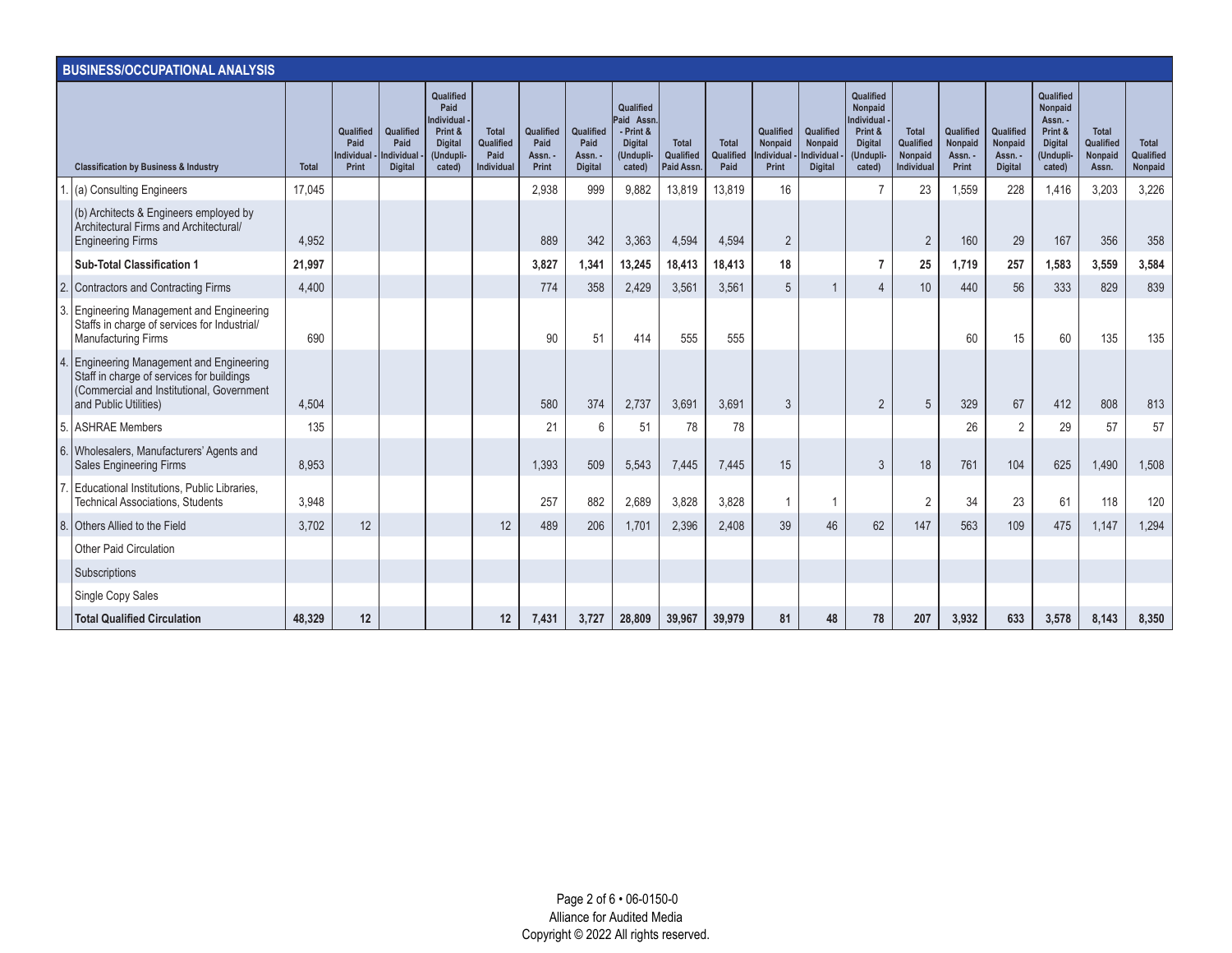## BUSINESS/OCCUPATIONAL ANALYSIS

| Classification by Business & Industry | Total | Qualified Paid Individual - Print | Qualified Paid Individual - Digital | Qualified Paid Individual - Print & Digital (Unduplicated) | Total Qualified Paid Individual | Qualified Paid Assn. - Print | Qualified Paid Assn. - Digital | Qualified Paid Assn. - Print & Digital (Unduplicated) | Total Qualified Paid Assn. | Total Qualified Paid | Qualified Nonpaid Individual - Print | Qualified Nonpaid Individual - Digital | Qualified Nonpaid Individual - Print & Digital (Unduplicated) | Total Qualified Nonpaid Individual | Qualified Nonpaid Assn. - Print | Qualified Nonpaid Assn. - Digital | Qualified Nonpaid Assn. - Print & Digital (Unduplicated) | Total Qualified Nonpaid Assn. | Total Qualified Nonpaid |
|---|---|---|---|---|---|---|---|---|---|---|---|---|---|---|---|---|---|---|---|
| 1. (a) Consulting Engineers | 17,045 | | | | | 2,938 | 999 | 9,882 | 13,819 | 13,819 | 16 | | 7 | 23 | 1,559 | 228 | 1,416 | 3,203 | 3,226 |
| (b) Architects & Engineers employed by Architectural Firms and Architectural/Engineering Firms | 4,952 | | | | | 889 | 342 | 3,363 | 4,594 | 4,594 | 2 | | | 2 | 160 | 29 | 167 | 356 | 358 |
| **Sub-Total Classification 1** | **21,997** | | | | | **3,827** | **1,341** | **13,245** | **18,413** | **18,413** | **18** | | **7** | **25** | **1,719** | **257** | **1,583** | **3,559** | **3,584** |
| 2. Contractors and Contracting Firms | 4,400 | | | | | 774 | 358 | 2,429 | 3,561 | 3,561 | 5 | 1 | 4 | 10 | 440 | 56 | 333 | 829 | 839 |
| 3. Engineering Management and Engineering Staffs in charge of services for Industrial/Manufacturing Firms | 690 | | | | | 90 | 51 | 414 | 555 | 555 | | | | | 60 | 15 | 60 | 135 | 135 |
| 4. Engineering Management and Engineering Staff in charge of services for buildings (Commercial and Institutional, Government and Public Utilities) | 4,504 | | | | | 580 | 374 | 2,737 | 3,691 | 3,691 | 3 | | 2 | 5 | 329 | 67 | 412 | 808 | 813 |
| 5. ASHRAE Members | 135 | | | | | 21 | 6 | 51 | 78 | 78 | | | | | 26 | 2 | 29 | 57 | 57 |
| 6. Wholesalers, Manufacturers' Agents and Sales Engineering Firms | 8,953 | | | | | 1,393 | 509 | 5,543 | 7,445 | 7,445 | 15 | | 3 | 18 | 761 | 104 | 625 | 1,490 | 1,508 |
| 7. Educational Institutions, Public Libraries, Technical Associations, Students | 3,948 | | | | | 257 | 882 | 2,689 | 3,828 | 3,828 | 1 | 1 | | 2 | 34 | 23 | 61 | 118 | 120 |
| 8. Others Allied to the Field | 3,702 | 12 | | | 12 | 489 | 206 | 1,701 | 2,396 | 2,408 | 39 | 46 | 62 | 147 | 563 | 109 | 475 | 1,147 | 1,294 |
| Other Paid Circulation | | | | | | | | | | | | | | | | | | | |
| Subscriptions | | | | | | | | | | | | | | | | | | | |
| Single Copy Sales | | | | | | | | | | | | | | | | | | | |
| **Total Qualified Circulation** | **48,329** | **12** | | | **12** | **7,431** | **3,727** | **28,809** | **39,967** | **39,979** | **81** | **48** | **78** | **207** | **3,932** | **633** | **3,578** | **8,143** | **8,350** |

Alliance for Audited Media
Copyright © 2022 All rights reserved.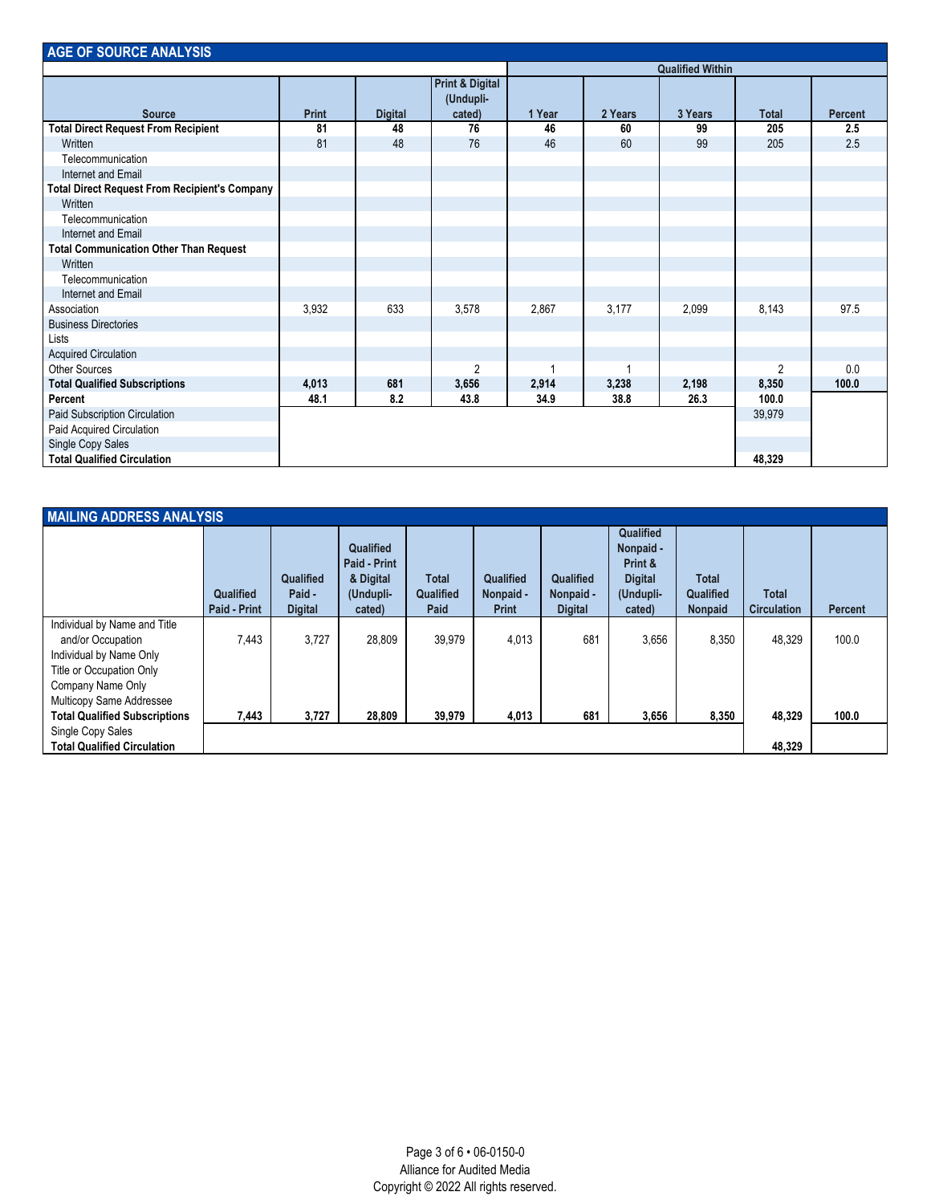## AGE OF SOURCE ANALYSIS

| Source | Print | Digital | Print & Digital (Unduplicated) | Qualified Within 1 Year | 2 Years | 3 Years | Total | Percent |
|---|---|---|---|---|---|---|---|---|
| **Total Direct Request From Recipient** | **81** | **48** | **76** | **46** | **60** | **99** | **205** | **2.5** |
| Written | 81 | 48 | 76 | 46 | 60 | 99 | 205 | 2.5 |
| Telecommunication | | | | | | | | |
| Internet and Email | | | | | | | | |
| **Total Direct Request From Recipient's Company** | | | | | | | | |
| Written | | | | | | | | |
| Telecommunication | | | | | | | | |
| Internet and Email | | | | | | | | |
| **Total Communication Other Than Request** | | | | | | | | |
| Written | | | | | | | | |
| Telecommunication | | | | | | | | |
| Internet and Email | | | | | | | | |
| Association | 3,932 | 633 | 3,578 | 2,867 | 3,177 | 2,099 | 8,143 | 97.5 |
| Business Directories | | | | | | | | |
| Lists | | | | | | | | |
| Acquired Circulation | | | | | | | | |
| Other Sources | | | 2 | 1 | 1 | | 2 | 0.0 |
| **Total Qualified Subscriptions** | **4,013** | **681** | **3,656** | **2,914** | **3,238** | **2,198** | **8,350** | **100.0** |
| **Percent** | **48.1** | **8.2** | **43.8** | **34.9** | **38.8** | **26.3** | **100.0** | |
| Paid Subscription Circulation | | | | | | | 39,979 | |
| Paid Acquired Circulation | | | | | | | | |
| Single Copy Sales | | | | | | | | |
| **Total Qualified Circulation** | | | | | | | **48,329** | |

## MAILING ADDRESS ANALYSIS

| | Qualified Paid - Print | Qualified Paid - Digital | Qualified Paid - Print & Digital (Unduplicated) | Total Qualified Paid | Qualified Nonpaid - Print | Qualified Nonpaid - Digital | Qualified Nonpaid - Print & Digital (Unduplicated) | Total Qualified Nonpaid | Total Circulation | Percent |
|---|---|---|---|---|---|---|---|---|---|---|
| Individual by Name and Title and/or Occupation | 7,443 | 3,727 | 28,809 | 39,979 | 4,013 | 681 | 3,656 | 8,350 | 48,329 | 100.0 |
| Individual by Name Only | | | | | | | | | | |
| Title or Occupation Only | | | | | | | | | | |
| Company Name Only | | | | | | | | | | |
| Multicopy Same Addressee | | | | | | | | | | |
| **Total Qualified Subscriptions** | **7,443** | **3,727** | **28,809** | **39,979** | **4,013** | **681** | **3,656** | **8,350** | **48,329** | **100.0** |
| Single Copy Sales | | | | | | | | | | |
| **Total Qualified Circulation** | | | | | | | | | **48,329** | |

06-0150-0
Alliance for Audited Media
Copyright © 2022 All rights reserved.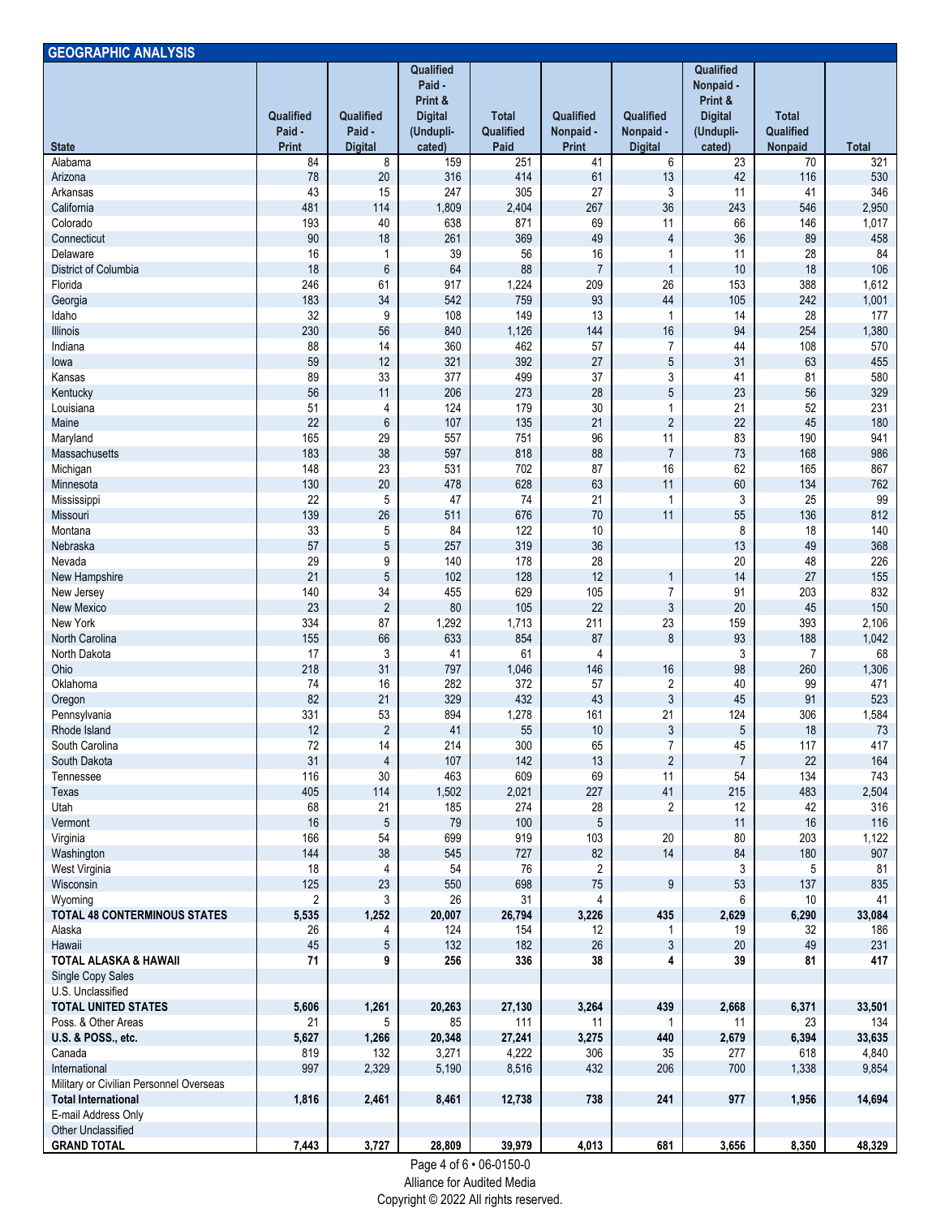## GEOGRAPHIC ANALYSIS

| State | Qualified Paid - Print | Qualified Paid - Digital | Qualified Paid - Print & Digital (Unduplicated) | Total Qualified Paid | Qualified Nonpaid - Print | Qualified Nonpaid - Digital | Qualified Nonpaid - Print & Digital (Unduplicated) | Total Qualified Nonpaid | Total |
|---|---|---|---|---|---|---|---|---|---|
| Alabama | 84 | 8 | 159 | 251 | 41 | 6 | 23 | 70 | 321 |
| Arizona | 78 | 20 | 316 | 414 | 61 | 13 | 42 | 116 | 530 |
| Arkansas | 43 | 15 | 247 | 305 | 27 | 3 | 11 | 41 | 346 |
| California | 481 | 114 | 1,809 | 2,404 | 267 | 36 | 243 | 546 | 2,950 |
| Colorado | 193 | 40 | 638 | 871 | 69 | 11 | 66 | 146 | 1,017 |
| Connecticut | 90 | 18 | 261 | 369 | 49 | 4 | 36 | 89 | 458 |
| Delaware | 16 | 1 | 39 | 56 | 16 | 1 | 11 | 28 | 84 |
| District of Columbia | 18 | 6 | 64 | 88 | 7 | 1 | 10 | 18 | 106 |
| Florida | 246 | 61 | 917 | 1,224 | 209 | 26 | 153 | 388 | 1,612 |
| Georgia | 183 | 34 | 542 | 759 | 93 | 44 | 105 | 242 | 1,001 |
| Idaho | 32 | 9 | 108 | 149 | 13 | 1 | 14 | 28 | 177 |
| Illinois | 230 | 56 | 840 | 1,126 | 144 | 16 | 94 | 254 | 1,380 |
| Indiana | 88 | 14 | 360 | 462 | 57 | 7 | 44 | 108 | 570 |
| Iowa | 59 | 12 | 321 | 392 | 27 | 5 | 31 | 63 | 455 |
| Kansas | 89 | 33 | 377 | 499 | 37 | 3 | 41 | 81 | 580 |
| Kentucky | 56 | 11 | 206 | 273 | 28 | 5 | 23 | 56 | 329 |
| Louisiana | 51 | 4 | 124 | 179 | 30 | 1 | 21 | 52 | 231 |
| Maine | 22 | 6 | 107 | 135 | 21 | 2 | 22 | 45 | 180 |
| Maryland | 165 | 29 | 557 | 751 | 96 | 11 | 83 | 190 | 941 |
| Massachusetts | 183 | 38 | 597 | 818 | 88 | 7 | 73 | 168 | 986 |
| Michigan | 148 | 23 | 531 | 702 | 87 | 16 | 62 | 165 | 867 |
| Minnesota | 130 | 20 | 478 | 628 | 63 | 11 | 60 | 134 | 762 |
| Mississippi | 22 | 5 | 47 | 74 | 21 | 1 | 3 | 25 | 99 |
| Missouri | 139 | 26 | 511 | 676 | 70 | 11 | 55 | 136 | 812 |
| Montana | 33 | 5 | 84 | 122 | 10 | | 8 | 18 | 140 |
| Nebraska | 57 | 5 | 257 | 319 | 36 | | 13 | 49 | 368 |
| Nevada | 29 | 9 | 140 | 178 | 28 | | 20 | 48 | 226 |
| New Hampshire | 21 | 5 | 102 | 128 | 12 | 1 | 14 | 27 | 155 |
| New Jersey | 140 | 34 | 455 | 629 | 105 | 7 | 91 | 203 | 832 |
| New Mexico | 23 | 2 | 80 | 105 | 22 | 3 | 20 | 45 | 150 |
| New York | 334 | 87 | 1,292 | 1,713 | 211 | 23 | 159 | 393 | 2,106 |
| North Carolina | 155 | 66 | 633 | 854 | 87 | 8 | 93 | 188 | 1,042 |
| North Dakota | 17 | 3 | 41 | 61 | 4 | | 3 | 7 | 68 |
| Ohio | 218 | 31 | 797 | 1,046 | 146 | 16 | 98 | 260 | 1,306 |
| Oklahoma | 74 | 16 | 282 | 372 | 57 | 2 | 40 | 99 | 471 |
| Oregon | 82 | 21 | 329 | 432 | 43 | 3 | 45 | 91 | 523 |
| Pennsylvania | 331 | 53 | 894 | 1,278 | 161 | 21 | 124 | 306 | 1,584 |
| Rhode Island | 12 | 2 | 41 | 55 | 10 | 3 | 5 | 18 | 73 |
| South Carolina | 72 | 14 | 214 | 300 | 65 | 7 | 45 | 117 | 417 |
| South Dakota | 31 | 4 | 107 | 142 | 13 | 2 | 7 | 22 | 164 |
| Tennessee | 116 | 30 | 463 | 609 | 69 | 11 | 54 | 134 | 743 |
| Texas | 405 | 114 | 1,502 | 2,021 | 227 | 41 | 215 | 483 | 2,504 |
| Utah | 68 | 21 | 185 | 274 | 28 | 2 | 12 | 42 | 316 |
| Vermont | 16 | 5 | 79 | 100 | 5 | | 11 | 16 | 116 |
| Virginia | 166 | 54 | 699 | 919 | 103 | 20 | 80 | 203 | 1,122 |
| Washington | 144 | 38 | 545 | 727 | 82 | 14 | 84 | 180 | 907 |
| West Virginia | 18 | 4 | 54 | 76 | 2 | | 3 | 5 | 81 |
| Wisconsin | 125 | 23 | 550 | 698 | 75 | 9 | 53 | 137 | 835 |
| Wyoming | 2 | 3 | 26 | 31 | 4 | | 6 | 10 | 41 |
| **TOTAL 48 CONTERMINOUS STATES** | **5,535** | **1,252** | **20,007** | **26,794** | **3,226** | **435** | **2,629** | **6,290** | **33,084** |
| Alaska | 26 | 4 | 124 | 154 | 12 | 1 | 19 | 32 | 186 |
| Hawaii | 45 | 5 | 132 | 182 | 26 | 3 | 20 | 49 | 231 |
| **TOTAL ALASKA & HAWAII** | **71** | **9** | **256** | **336** | **38** | **4** | **39** | **81** | **417** |
| Single Copy Sales | | | | | | | | | |
| U.S. Unclassified | | | | | | | | | |
| **TOTAL UNITED STATES** | **5,606** | **1,261** | **20,263** | **27,130** | **3,264** | **439** | **2,668** | **6,371** | **33,501** |
| Poss. & Other Areas | 21 | 5 | 85 | 111 | 11 | 1 | 11 | 23 | 134 |
| **U.S. & POSS., etc.** | **5,627** | **1,266** | **20,348** | **27,241** | **3,275** | **440** | **2,679** | **6,394** | **33,635** |
| Canada | 819 | 132 | 3,271 | 4,222 | 306 | 35 | 277 | 618 | 4,840 |
| International | 997 | 2,329 | 5,190 | 8,516 | 432 | 206 | 700 | 1,338 | 9,854 |
| Military or Civilian Personnel Overseas | | | | | | | | | |
| **Total International** | **1,816** | **2,461** | **8,461** | **12,738** | **738** | **241** | **977** | **1,956** | **14,694** |
| E-mail Address Only | | | | | | | | | |
| Other Unclassified | | | | | | | | | |
| **GRAND TOTAL** | **7,443** | **3,727** | **28,809** | **39,979** | **4,013** | **681** | **3,656** | **8,350** | **48,329** |

06-0150-0

Alliance for Audited Media

Copyright © 2022 All rights reserved.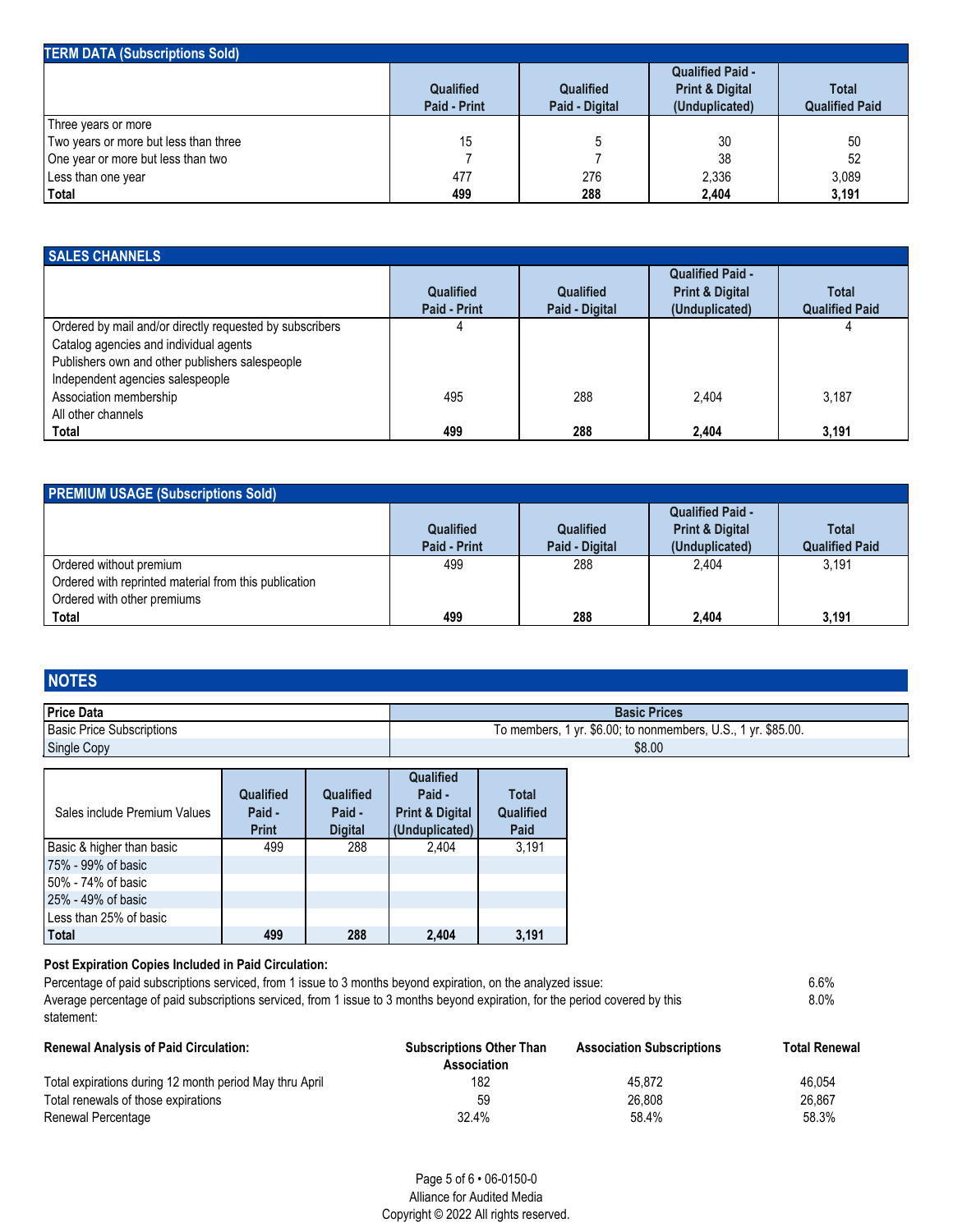## TERM DATA (Subscriptions Sold)

| | Qualified Paid - Print | Qualified Paid - Digital | Qualified Paid - Print & Digital (Unduplicated) | Total Qualified Paid |
|---|---|---|---|---|
| Three years or more | | | | |
| Two years or more but less than three | 15 | 5 | 30 | 50 |
| One year or more but less than two | 7 | 7 | 38 | 52 |
| Less than one year | 477 | 276 | 2,336 | 3,089 |
| **Total** | **499** | **288** | **2,404** | **3,191** |

## SALES CHANNELS

| | Qualified Paid - Print | Qualified Paid - Digital | Qualified Paid - Print & Digital (Unduplicated) | Total Qualified Paid |
|---|---|---|---|---|
| Ordered by mail and/or directly requested by subscribers | 4 | | | 4 |
| Catalog agencies and individual agents | | | | |
| Publishers own and other publishers salespeople | | | | |
| Independent agencies salespeople | | | | |
| Association membership | 495 | 288 | 2,404 | 3,187 |
| All other channels | | | | |
| **Total** | **499** | **288** | **2,404** | **3,191** |

## PREMIUM USAGE (Subscriptions Sold)

| | Qualified Paid - Print | Qualified Paid - Digital | Qualified Paid - Print & Digital (Unduplicated) | Total Qualified Paid |
|---|---|---|---|---|
| Ordered without premium | 499 | 288 | 2,404 | 3,191 |
| Ordered with reprinted material from this publication | | | | |
| Ordered with other premiums | | | | |
| **Total** | **499** | **288** | **2,404** | **3,191** |

## NOTES

| Price Data | Basic Prices |
|---|---|
| Basic Price Subscriptions | To members, 1 yr. $6.00; to nonmembers, U.S., 1 yr. $85.00. |
| Single Copy | $8.00 |

| Sales include Premium Values | Qualified Paid - Print | Qualified Paid - Digital | Qualified Paid - Print & Digital (Unduplicated) | Total Qualified Paid |
|---|---|---|---|---|
| Basic & higher than basic | 499 | 288 | 2,404 | 3,191 |
| 75% - 99% of basic | | | | |
| 50% - 74% of basic | | | | |
| 25% - 49% of basic | | | | |
| Less than 25% of basic | | | | |
| **Total** | **499** | **288** | **2,404** | **3,191** |

**Post Expiration Copies Included in Paid Circulation:**

| | |
|---|---|
| Percentage of paid subscriptions serviced, from 1 issue to 3 months beyond expiration, on the analyzed issue: | 6.6% |
| Average percentage of paid subscriptions serviced, from 1 issue to 3 months beyond expiration, for the period covered by this statement: | 8.0% |

| **Renewal Analysis of Paid Circulation:** | **Subscriptions Other Than Association** | **Association Subscriptions** | **Total Renewal** |
|---|---|---|---|
| Total expirations during 12 month period May thru April | 182 | 45,872 | 46,054 |
| Total renewals of those expirations | 59 | 26,808 | 26,867 |
| Renewal Percentage | 32.4% | 58.4% | 58.3% |

06-0150-0 • Alliance for Audited Media

Copyright © 2022 All rights reserved.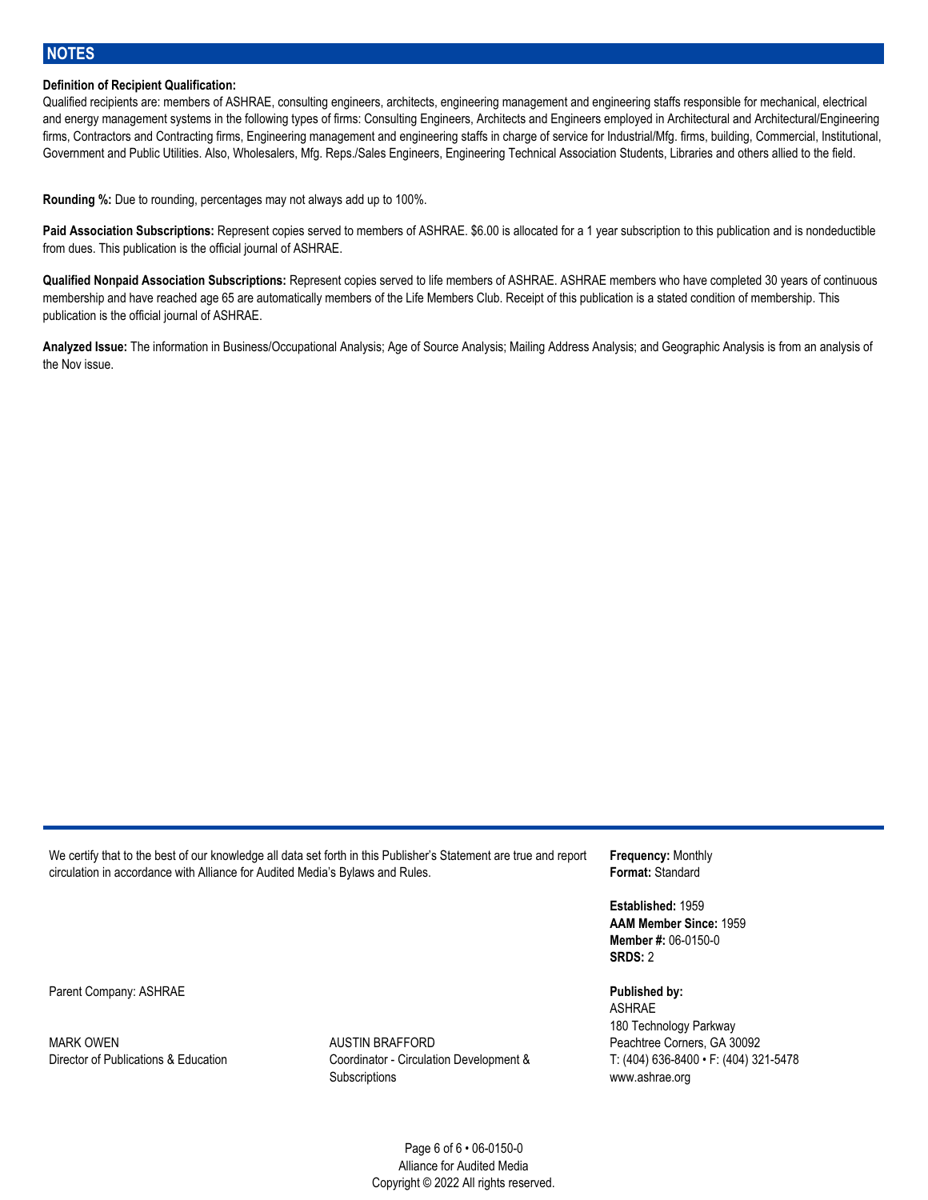## NOTES

**Definition of Recipient Qualification:**

Qualified recipients are: members of ASHRAE, consulting engineers, architects, engineering management and engineering staffs responsible for mechanical, electrical and energy management systems in the following types of firms: Consulting Engineers, Architects and Engineers employed in Architectural and Architectural/Engineering firms, Contractors and Contracting firms, Engineering management and engineering staffs in charge of service for Industrial/Mfg. firms, building, Commercial, Institutional, Government and Public Utilities. Also, Wholesalers, Mfg. Reps./Sales Engineers, Engineering Technical Association Students, Libraries and others allied to the field.

**Rounding %:** Due to rounding, percentages may not always add up to 100%.

**Paid Association Subscriptions:** Represent copies served to members of ASHRAE. $6.00 is allocated for a 1 year subscription to this publication and is nondeductible from dues. This publication is the official journal of ASHRAE.

**Qualified Nonpaid Association Subscriptions:** Represent copies served to life members of ASHRAE. ASHRAE members who have completed 30 years of continuous membership and have reached age 65 are automatically members of the Life Members Club. Receipt of this publication is a stated condition of membership. This publication is the official journal of ASHRAE.

**Analyzed Issue:** The information in Business/Occupational Analysis; Age of Source Analysis; Mailing Address Analysis; and Geographic Analysis is from an analysis of the Nov issue.

---

We certify that to the best of our knowledge all data set forth in this Publisher's Statement are true and report circulation in accordance with Alliance for Audited Media's Bylaws and Rules.

Parent Company: ASHRAE

MARK OWEN
Director of Publications & Education

AUSTIN BRAFFORD
Coordinator - Circulation Development & Subscriptions

**Frequency:** Monthly
**Format:** Standard

**Established:** 1959
**AAM Member Since:** 1959
**Member #:** 06-0150-0
**SRDS:** 2

**Published by:**
ASHRAE
180 Technology Parkway
Peachtree Corners, GA 30092
T: (404) 636-8400 • F: (404) 321-5478
www.ashrae.org

Alliance for Audited Media
Copyright © 2022 All rights reserved.